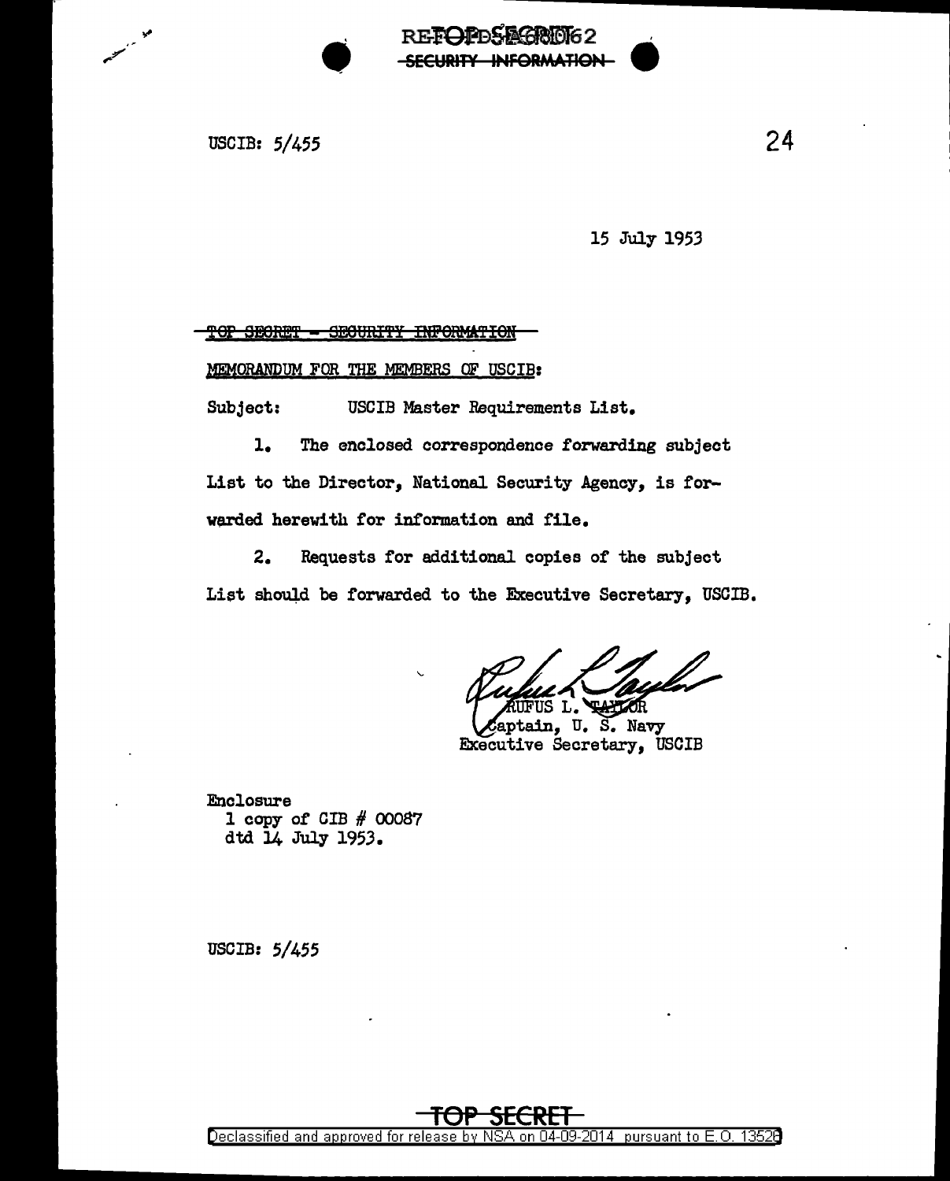REF ID:A62 TOP SECRET

~~SECURITY INFORMATION~~

USCIB: 5/455

15 July 1953

~~TOP SECRET - SECURITY INFORMATION~~

MEMORANDUM FOR THE MEMBERS OF USCIB:

Subject: USCIB Master Requirements List.

1. The enclosed correspondence forwarding subject List to the Director, National Security Agency, is forwarded herewith for information and file.

2. Requests for additional copies of the subject List should be forwarded to the Executive Secretary, USCIB.

RUFUS L. TAYLOR
Captain, U. S. Navy
Executive Secretary, USCIB

Enclosure
1 copy of CIB # 00087
dtd 14 July 1953.

USCIB: 5/455

TOP SECRET

Declassified and approved for release by NSA on 04-09-2014 pursuant to E.O. 13526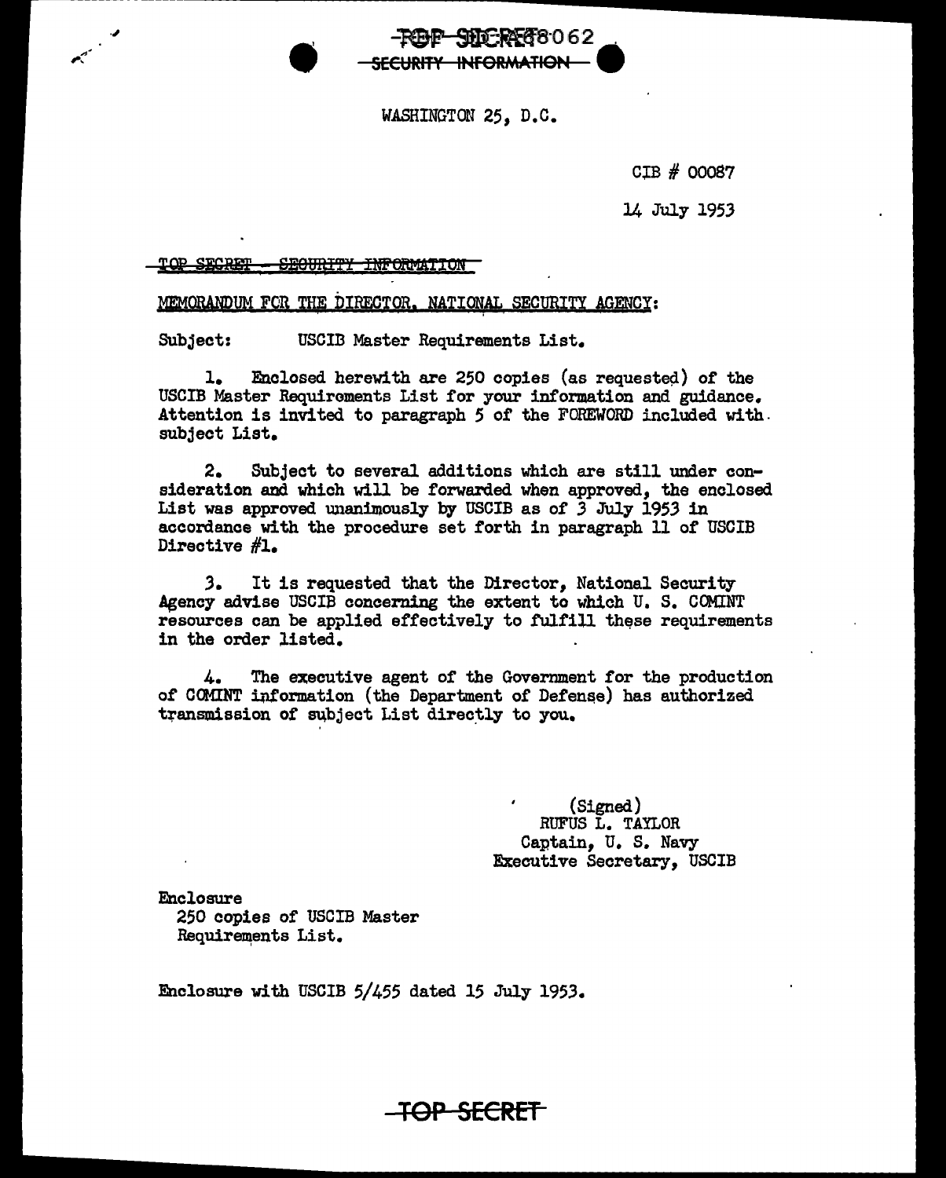TOP SECRET 8062

SECURITY INFORMATION

WASHINGTON 25, D.C.

CIB # 00087

14 July 1953

~~TOP SECRET - SECURITY INFORMATION~~

MEMORANDUM FOR THE DIRECTOR, NATIONAL SECURITY AGENCY:

Subject: USCIB Master Requirements List.

1. Enclosed herewith are 250 copies (as requested) of the USCIB Master Requirements List for your information and guidance. Attention is invited to paragraph 5 of the FOREWORD included with subject List.

2. Subject to several additions which are still under consideration and which will be forwarded when approved, the enclosed List was approved unanimously by USCIB as of 3 July 1953 in accordance with the procedure set forth in paragraph 11 of USCIB Directive #1.

3. It is requested that the Director, National Security Agency advise USCIB concerning the extent to which U. S. COMINT resources can be applied effectively to fulfill these requirements in the order listed.

4. The executive agent of the Government for the production of COMINT information (the Department of Defense) has authorized transmission of subject List directly to you.

(Signed)
RUFUS L. TAYLOR
Captain, U. S. Navy
Executive Secretary, USCIB

Enclosure
250 copies of USCIB Master Requirements List.

Enclosure with USCIB 5/455 dated 15 July 1953.

TOP SECRET